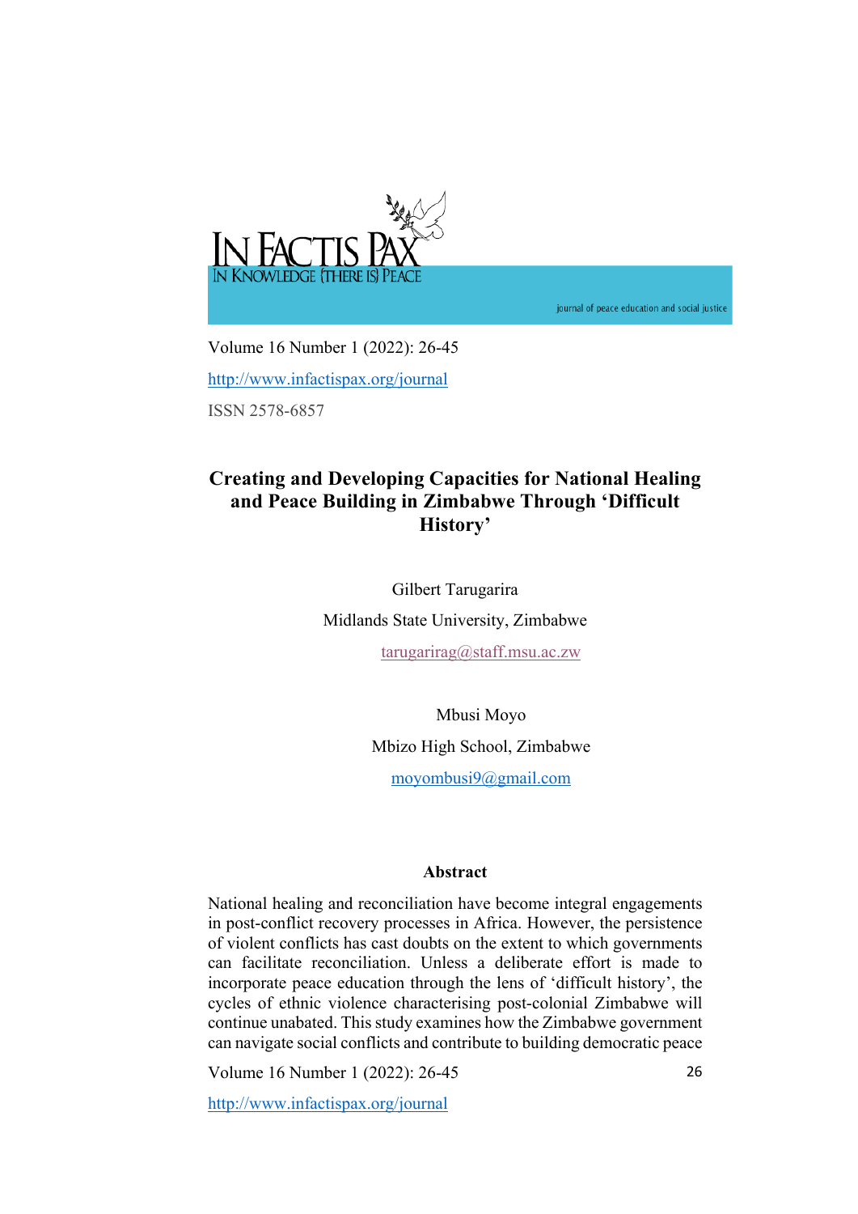Volume 16 Number 1 (2022): 26-45

http://www.infactispax.org/journal

ISSN 2578-6857

# Creating and Developing Capacities for National Healing and Peace Building in Zimbabwe Through 'Difficult History'

Gilbert Tarugarira

Midlands State University, Zimbabwe

tarugarirag@staff.msu.ac.zw

Mbusi Moyo

Mbizo High School, Zimbabwe

moyombusi9@gmail.com

## Abstract

National healing and reconciliation have become integral engagements in post-conflict recovery processes in Africa. However, the persistence of violent conflicts has cast doubts on the extent to which governments can facilitate reconciliation. Unless a deliberate effort is made to incorporate peace education through the lens of 'difficult history', the cycles of ethnic violence characterising post-colonial Zimbabwe will continue unabated. This study examines how the Zimbabwe government can navigate social conflicts and contribute to building democratic peace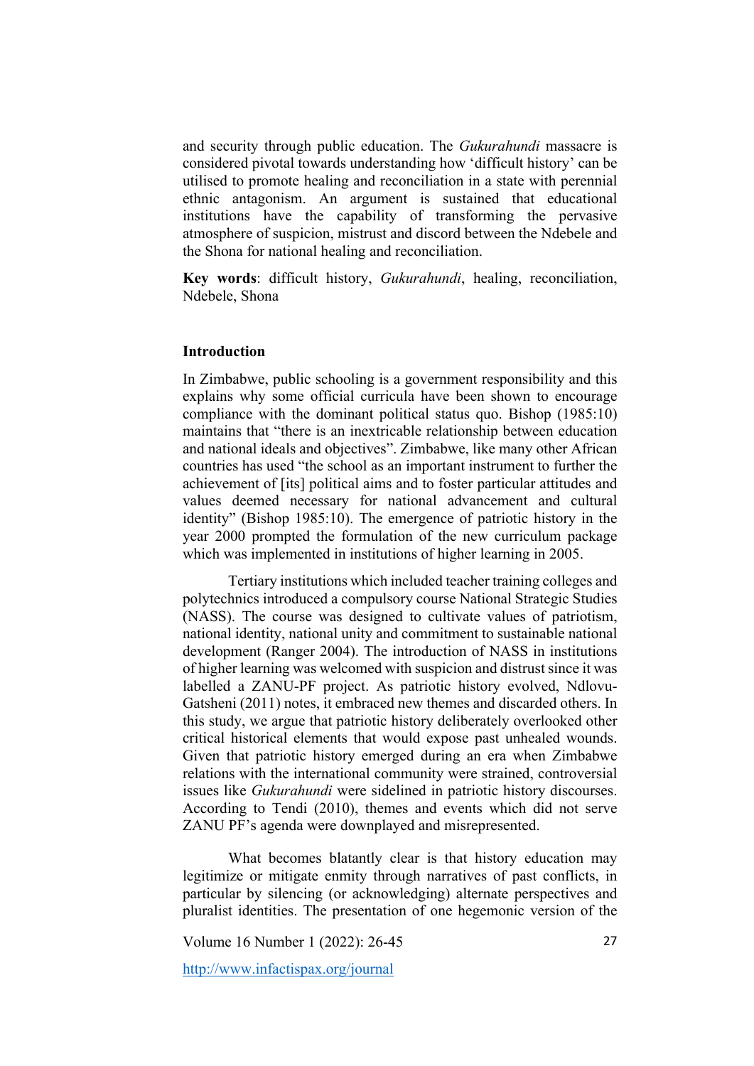and security through public education. The *Gukurahundi* massacre is considered pivotal towards understanding how 'difficult history' can be utilised to promote healing and reconciliation in a state with perennial ethnic antagonism. An argument is sustained that educational institutions have the capability of transforming the pervasive atmosphere of suspicion, mistrust and discord between the Ndebele and the Shona for national healing and reconciliation.

**Key words**: difficult history, *Gukurahundi*, healing, reconciliation, Ndebele, Shona

## Introduction

In Zimbabwe, public schooling is a government responsibility and this explains why some official curricula have been shown to encourage compliance with the dominant political status quo. Bishop (1985:10) maintains that "there is an inextricable relationship between education and national ideals and objectives". Zimbabwe, like many other African countries has used "the school as an important instrument to further the achievement of [its] political aims and to foster particular attitudes and values deemed necessary for national advancement and cultural identity" (Bishop 1985:10). The emergence of patriotic history in the year 2000 prompted the formulation of the new curriculum package which was implemented in institutions of higher learning in 2005.

Tertiary institutions which included teacher training colleges and polytechnics introduced a compulsory course National Strategic Studies (NASS). The course was designed to cultivate values of patriotism, national identity, national unity and commitment to sustainable national development (Ranger 2004). The introduction of NASS in institutions of higher learning was welcomed with suspicion and distrust since it was labelled a ZANU-PF project. As patriotic history evolved, Ndlovu-Gatsheni (2011) notes, it embraced new themes and discarded others. In this study, we argue that patriotic history deliberately overlooked other critical historical elements that would expose past unhealed wounds. Given that patriotic history emerged during an era when Zimbabwe relations with the international community were strained, controversial issues like *Gukurahundi* were sidelined in patriotic history discourses. According to Tendi (2010), themes and events which did not serve ZANU PF's agenda were downplayed and misrepresented.

What becomes blatantly clear is that history education may legitimize or mitigate enmity through narratives of past conflicts, in particular by silencing (or acknowledging) alternate perspectives and pluralist identities. The presentation of one hegemonic version of the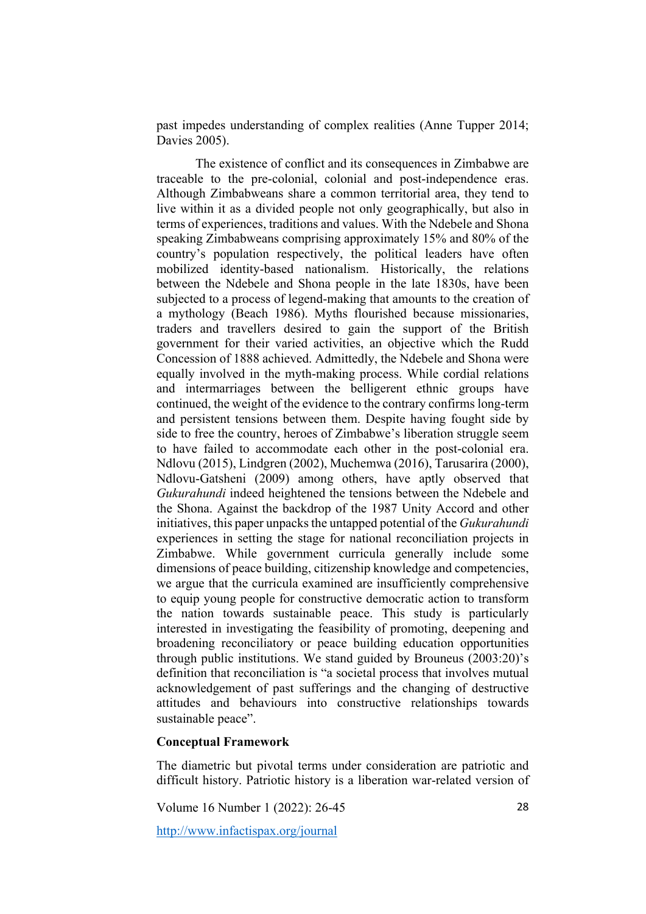past impedes understanding of complex realities (Anne Tupper 2014; Davies 2005).

The existence of conflict and its consequences in Zimbabwe are traceable to the pre-colonial, colonial and post-independence eras. Although Zimbabweans share a common territorial area, they tend to live within it as a divided people not only geographically, but also in terms of experiences, traditions and values. With the Ndebele and Shona speaking Zimbabweans comprising approximately 15% and 80% of the country's population respectively, the political leaders have often mobilized identity-based nationalism. Historically, the relations between the Ndebele and Shona people in the late 1830s, have been subjected to a process of legend-making that amounts to the creation of a mythology (Beach 1986). Myths flourished because missionaries, traders and travellers desired to gain the support of the British government for their varied activities, an objective which the Rudd Concession of 1888 achieved. Admittedly, the Ndebele and Shona were equally involved in the myth-making process. While cordial relations and intermarriages between the belligerent ethnic groups have continued, the weight of the evidence to the contrary confirms long-term and persistent tensions between them. Despite having fought side by side to free the country, heroes of Zimbabwe's liberation struggle seem to have failed to accommodate each other in the post-colonial era. Ndlovu (2015), Lindgren (2002), Muchemwa (2016), Tarusarira (2000), Ndlovu-Gatsheni (2009) among others, have aptly observed that *Gukurahundi* indeed heightened the tensions between the Ndebele and the Shona. Against the backdrop of the 1987 Unity Accord and other initiatives, this paper unpacks the untapped potential of the *Gukurahundi* experiences in setting the stage for national reconciliation projects in Zimbabwe. While government curricula generally include some dimensions of peace building, citizenship knowledge and competencies, we argue that the curricula examined are insufficiently comprehensive to equip young people for constructive democratic action to transform the nation towards sustainable peace. This study is particularly interested in investigating the feasibility of promoting, deepening and broadening reconciliatory or peace building education opportunities through public institutions. We stand guided by Brouneus (2003:20)'s definition that reconciliation is "a societal process that involves mutual acknowledgement of past sufferings and the changing of destructive attitudes and behaviours into constructive relationships towards sustainable peace".

**Conceptual Framework**

The diametric but pivotal terms under consideration are patriotic and difficult history. Patriotic history is a liberation war-related version of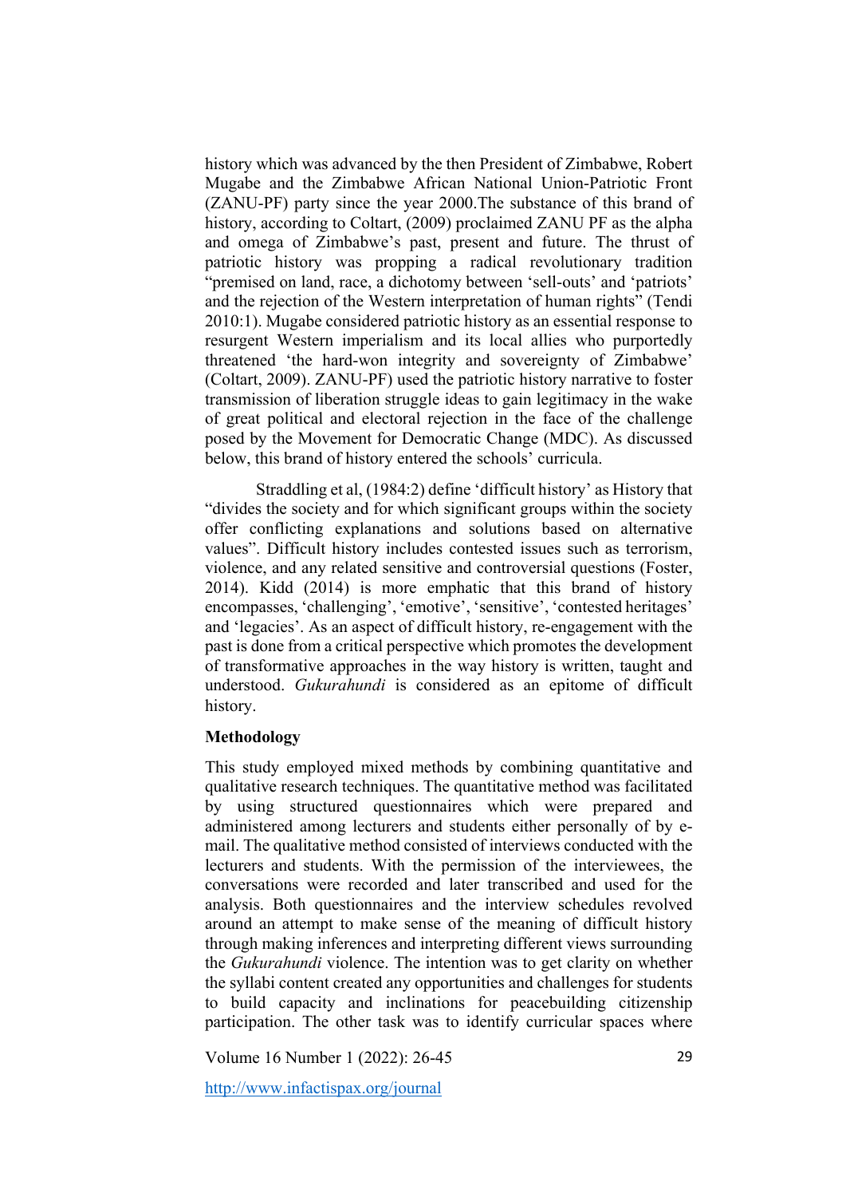history which was advanced by the then President of Zimbabwe, Robert Mugabe and the Zimbabwe African National Union-Patriotic Front (ZANU-PF) party since the year 2000.The substance of this brand of history, according to Coltart, (2009) proclaimed ZANU PF as the alpha and omega of Zimbabwe's past, present and future. The thrust of patriotic history was propping a radical revolutionary tradition "premised on land, race, a dichotomy between 'sell-outs' and 'patriots' and the rejection of the Western interpretation of human rights" (Tendi 2010:1). Mugabe considered patriotic history as an essential response to resurgent Western imperialism and its local allies who purportedly threatened 'the hard-won integrity and sovereignty of Zimbabwe' (Coltart, 2009). ZANU-PF) used the patriotic history narrative to foster transmission of liberation struggle ideas to gain legitimacy in the wake of great political and electoral rejection in the face of the challenge posed by the Movement for Democratic Change (MDC). As discussed below, this brand of history entered the schools' curricula.

Straddling et al, (1984:2) define 'difficult history' as History that "divides the society and for which significant groups within the society offer conflicting explanations and solutions based on alternative values". Difficult history includes contested issues such as terrorism, violence, and any related sensitive and controversial questions (Foster, 2014). Kidd (2014) is more emphatic that this brand of history encompasses, 'challenging', 'emotive', 'sensitive', 'contested heritages' and 'legacies'. As an aspect of difficult history, re-engagement with the past is done from a critical perspective which promotes the development of transformative approaches in the way history is written, taught and understood. *Gukurahundi* is considered as an epitome of difficult history.

**Methodology**

This study employed mixed methods by combining quantitative and qualitative research techniques. The quantitative method was facilitated by using structured questionnaires which were prepared and administered among lecturers and students either personally of by e-mail. The qualitative method consisted of interviews conducted with the lecturers and students. With the permission of the interviewees, the conversations were recorded and later transcribed and used for the analysis. Both questionnaires and the interview schedules revolved around an attempt to make sense of the meaning of difficult history through making inferences and interpreting different views surrounding the *Gukurahundi* violence. The intention was to get clarity on whether the syllabi content created any opportunities and challenges for students to build capacity and inclinations for peacebuilding citizenship participation. The other task was to identify curricular spaces where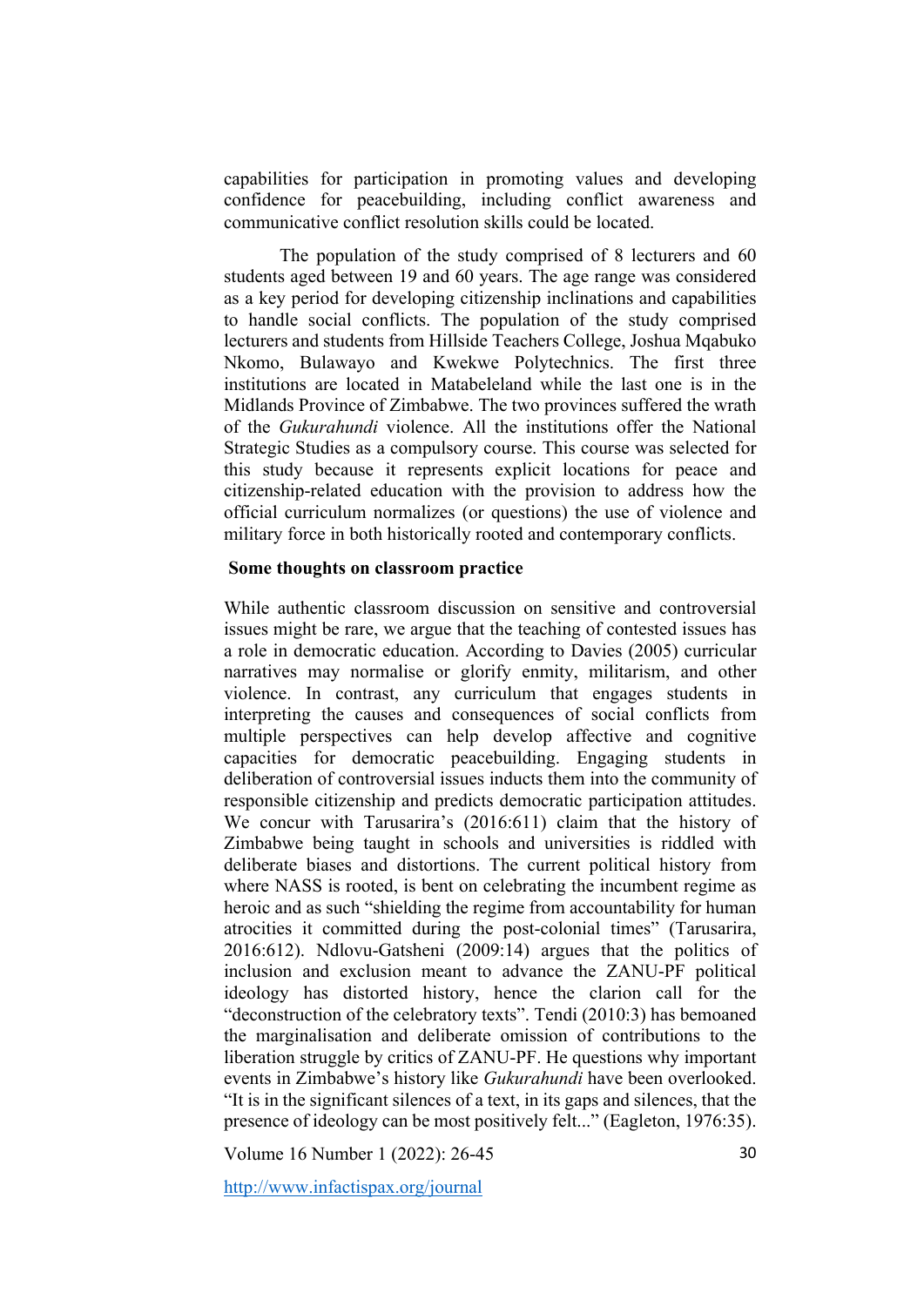capabilities for participation in promoting values and developing confidence for peacebuilding, including conflict awareness and communicative conflict resolution skills could be located.

The population of the study comprised of 8 lecturers and 60 students aged between 19 and 60 years. The age range was considered as a key period for developing citizenship inclinations and capabilities to handle social conflicts. The population of the study comprised lecturers and students from Hillside Teachers College, Joshua Mqabuko Nkomo, Bulawayo and Kwekwe Polytechnics. The first three institutions are located in Matabeleland while the last one is in the Midlands Province of Zimbabwe. The two provinces suffered the wrath of the *Gukurahundi* violence. All the institutions offer the National Strategic Studies as a compulsory course. This course was selected for this study because it represents explicit locations for peace and citizenship-related education with the provision to address how the official curriculum normalizes (or questions) the use of violence and military force in both historically rooted and contemporary conflicts.

## Some thoughts on classroom practice

While authentic classroom discussion on sensitive and controversial issues might be rare, we argue that the teaching of contested issues has a role in democratic education. According to Davies (2005) curricular narratives may normalise or glorify enmity, militarism, and other violence. In contrast, any curriculum that engages students in interpreting the causes and consequences of social conflicts from multiple perspectives can help develop affective and cognitive capacities for democratic peacebuilding. Engaging students in deliberation of controversial issues inducts them into the community of responsible citizenship and predicts democratic participation attitudes. We concur with Tarusarira's (2016:611) claim that the history of Zimbabwe being taught in schools and universities is riddled with deliberate biases and distortions. The current political history from where NASS is rooted, is bent on celebrating the incumbent regime as heroic and as such "shielding the regime from accountability for human atrocities it committed during the post-colonial times" (Tarusarira, 2016:612). Ndlovu-Gatsheni (2009:14) argues that the politics of inclusion and exclusion meant to advance the ZANU-PF political ideology has distorted history, hence the clarion call for the "deconstruction of the celebratory texts". Tendi (2010:3) has bemoaned the marginalisation and deliberate omission of contributions to the liberation struggle by critics of ZANU-PF. He questions why important events in Zimbabwe's history like *Gukurahundi* have been overlooked. "It is in the significant silences of a text, in its gaps and silences, that the presence of ideology can be most positively felt..." (Eagleton, 1976:35).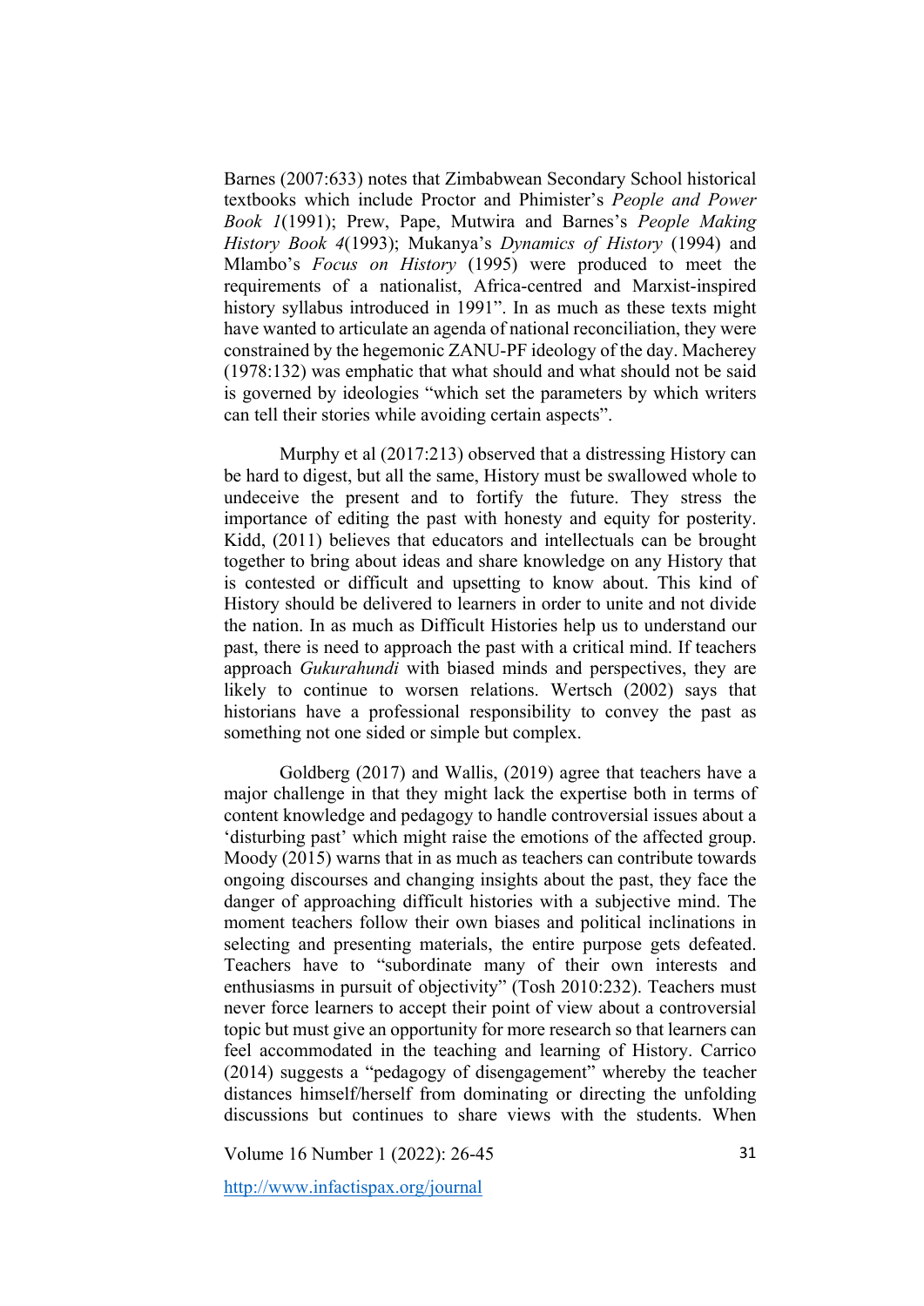Barnes (2007:633) notes that Zimbabwean Secondary School historical textbooks which include Proctor and Phimister's *People and Power Book 1*(1991); Prew, Pape, Mutwira and Barnes's *People Making History Book 4*(1993); Mukanya's *Dynamics of History* (1994) and Mlambo's *Focus on History* (1995) were produced to meet the requirements of a nationalist, Africa-centred and Marxist-inspired history syllabus introduced in 1991". In as much as these texts might have wanted to articulate an agenda of national reconciliation, they were constrained by the hegemonic ZANU-PF ideology of the day. Macherey (1978:132) was emphatic that what should and what should not be said is governed by ideologies "which set the parameters by which writers can tell their stories while avoiding certain aspects".

Murphy et al (2017:213) observed that a distressing History can be hard to digest, but all the same, History must be swallowed whole to undeceive the present and to fortify the future. They stress the importance of editing the past with honesty and equity for posterity. Kidd, (2011) believes that educators and intellectuals can be brought together to bring about ideas and share knowledge on any History that is contested or difficult and upsetting to know about. This kind of History should be delivered to learners in order to unite and not divide the nation. In as much as Difficult Histories help us to understand our past, there is need to approach the past with a critical mind. If teachers approach *Gukurahundi* with biased minds and perspectives, they are likely to continue to worsen relations. Wertsch (2002) says that historians have a professional responsibility to convey the past as something not one sided or simple but complex.

Goldberg (2017) and Wallis, (2019) agree that teachers have a major challenge in that they might lack the expertise both in terms of content knowledge and pedagogy to handle controversial issues about a 'disturbing past' which might raise the emotions of the affected group. Moody (2015) warns that in as much as teachers can contribute towards ongoing discourses and changing insights about the past, they face the danger of approaching difficult histories with a subjective mind. The moment teachers follow their own biases and political inclinations in selecting and presenting materials, the entire purpose gets defeated. Teachers have to "subordinate many of their own interests and enthusiasms in pursuit of objectivity" (Tosh 2010:232). Teachers must never force learners to accept their point of view about a controversial topic but must give an opportunity for more research so that learners can feel accommodated in the teaching and learning of History. Carrico (2014) suggests a "pedagogy of disengagement" whereby the teacher distances himself/herself from dominating or directing the unfolding discussions but continues to share views with the students. When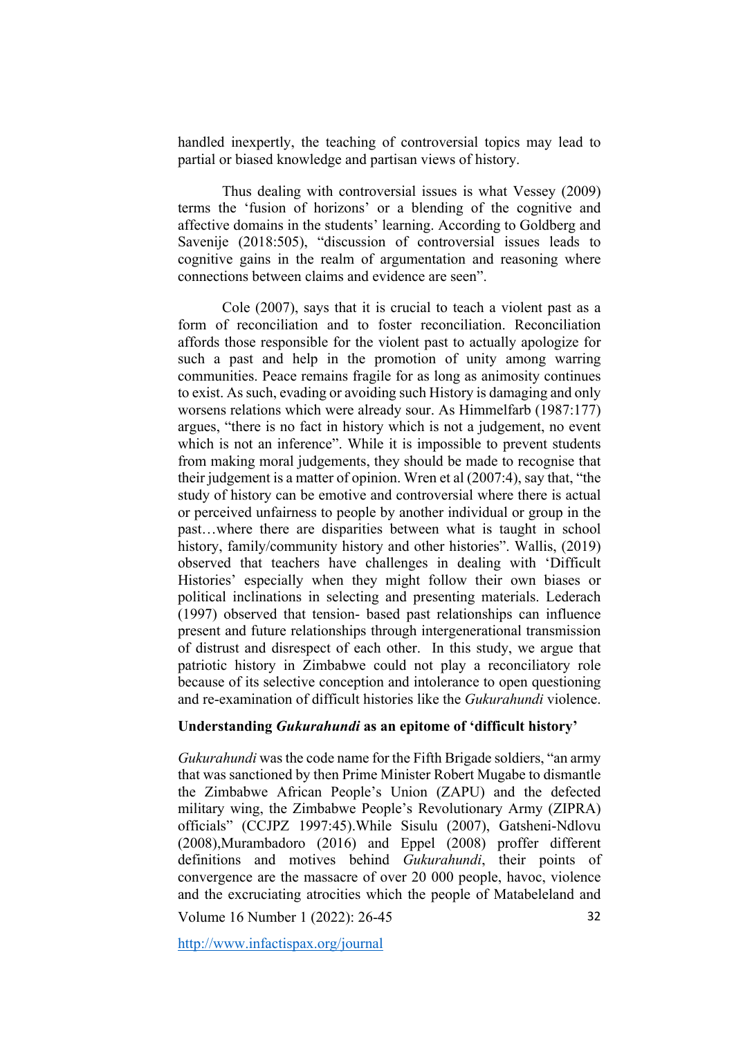handled inexpertly, the teaching of controversial topics may lead to partial or biased knowledge and partisan views of history.

Thus dealing with controversial issues is what Vessey (2009) terms the 'fusion of horizons' or a blending of the cognitive and affective domains in the students' learning. According to Goldberg and Savenije (2018:505), "discussion of controversial issues leads to cognitive gains in the realm of argumentation and reasoning where connections between claims and evidence are seen".

Cole (2007), says that it is crucial to teach a violent past as a form of reconciliation and to foster reconciliation. Reconciliation affords those responsible for the violent past to actually apologize for such a past and help in the promotion of unity among warring communities. Peace remains fragile for as long as animosity continues to exist. As such, evading or avoiding such History is damaging and only worsens relations which were already sour. As Himmelfarb (1987:177) argues, "there is no fact in history which is not a judgement, no event which is not an inference". While it is impossible to prevent students from making moral judgements, they should be made to recognise that their judgement is a matter of opinion. Wren et al (2007:4), say that, "the study of history can be emotive and controversial where there is actual or perceived unfairness to people by another individual or group in the past…where there are disparities between what is taught in school history, family/community history and other histories". Wallis, (2019) observed that teachers have challenges in dealing with 'Difficult Histories' especially when they might follow their own biases or political inclinations in selecting and presenting materials. Lederach (1997) observed that tension- based past relationships can influence present and future relationships through intergenerational transmission of distrust and disrespect of each other. In this study, we argue that patriotic history in Zimbabwe could not play a reconciliatory role because of its selective conception and intolerance to open questioning and re-examination of difficult histories like the *Gukurahundi* violence.

### Understanding *Gukurahundi* as an epitome of 'difficult history'

*Gukurahundi* was the code name for the Fifth Brigade soldiers, "an army that was sanctioned by then Prime Minister Robert Mugabe to dismantle the Zimbabwe African People's Union (ZAPU) and the defected military wing, the Zimbabwe People's Revolutionary Army (ZIPRA) officials" (CCJPZ 1997:45).While Sisulu (2007), Gatsheni-Ndlovu (2008),Murambadoro (2016) and Eppel (2008) proffer different definitions and motives behind *Gukurahundi*, their points of convergence are the massacre of over 20 000 people, havoc, violence and the excruciating atrocities which the people of Matabeleland and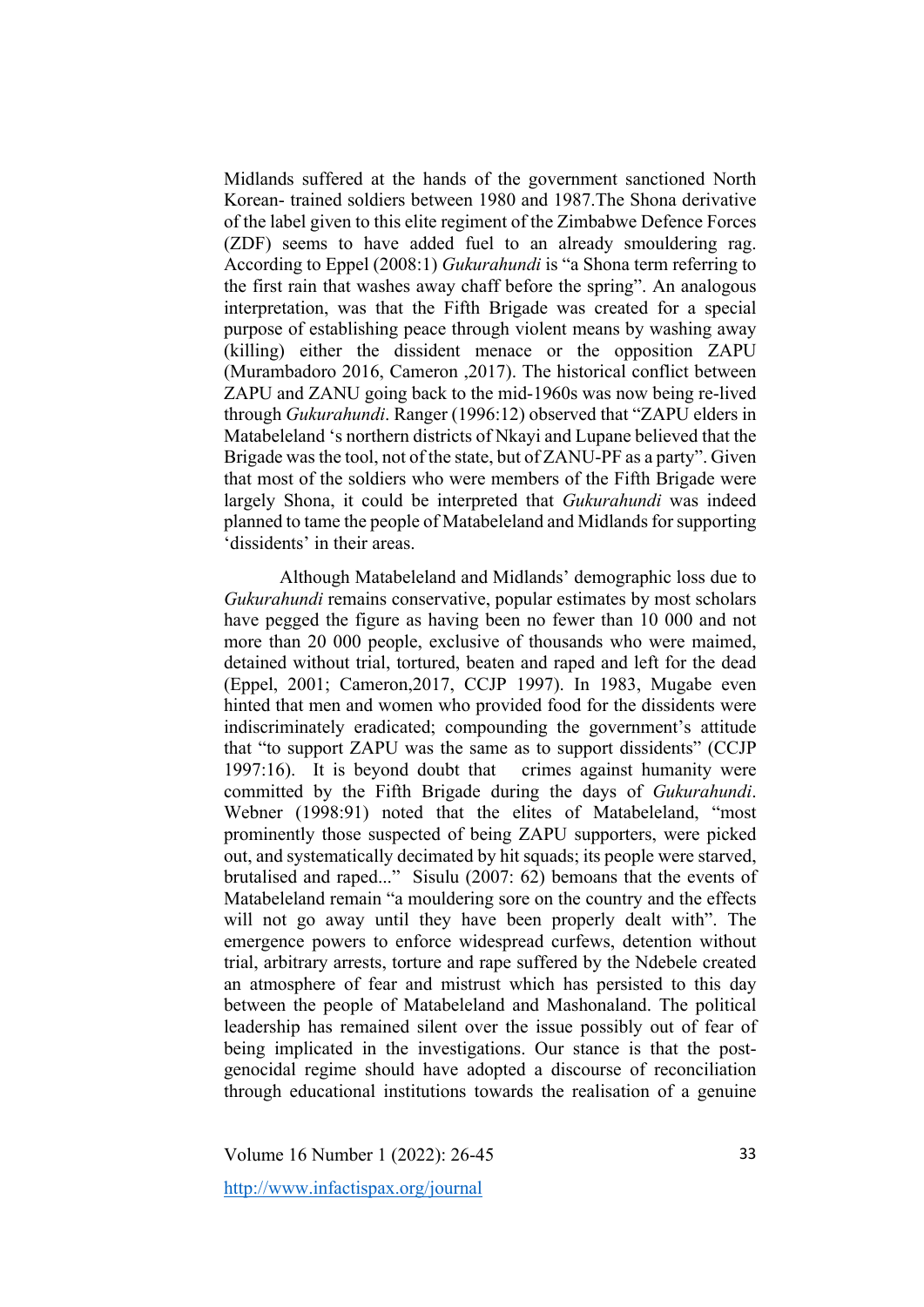Midlands suffered at the hands of the government sanctioned North Korean- trained soldiers between 1980 and 1987.The Shona derivative of the label given to this elite regiment of the Zimbabwe Defence Forces (ZDF) seems to have added fuel to an already smouldering rag. According to Eppel (2008:1) *Gukurahundi* is "a Shona term referring to the first rain that washes away chaff before the spring". An analogous interpretation, was that the Fifth Brigade was created for a special purpose of establishing peace through violent means by washing away (killing) either the dissident menace or the opposition ZAPU (Murambadoro 2016, Cameron ,2017). The historical conflict between ZAPU and ZANU going back to the mid-1960s was now being re-lived through *Gukurahundi*. Ranger (1996:12) observed that "ZAPU elders in Matabeleland 's northern districts of Nkayi and Lupane believed that the Brigade was the tool, not of the state, but of ZANU-PF as a party". Given that most of the soldiers who were members of the Fifth Brigade were largely Shona, it could be interpreted that *Gukurahundi* was indeed planned to tame the people of Matabeleland and Midlands for supporting 'dissidents' in their areas.

Although Matabeleland and Midlands' demographic loss due to *Gukurahundi* remains conservative, popular estimates by most scholars have pegged the figure as having been no fewer than 10 000 and not more than 20 000 people, exclusive of thousands who were maimed, detained without trial, tortured, beaten and raped and left for the dead (Eppel, 2001; Cameron,2017, CCJP 1997). In 1983, Mugabe even hinted that men and women who provided food for the dissidents were indiscriminately eradicated; compounding the government's attitude that "to support ZAPU was the same as to support dissidents" (CCJP 1997:16). It is beyond doubt that crimes against humanity were committed by the Fifth Brigade during the days of *Gukurahundi*. Webner (1998:91) noted that the elites of Matabeleland, "most prominently those suspected of being ZAPU supporters, were picked out, and systematically decimated by hit squads; its people were starved, brutalised and raped..." Sisulu (2007: 62) bemoans that the events of Matabeleland remain "a mouldering sore on the country and the effects will not go away until they have been properly dealt with". The emergence powers to enforce widespread curfews, detention without trial, arbitrary arrests, torture and rape suffered by the Ndebele created an atmosphere of fear and mistrust which has persisted to this day between the people of Matabeleland and Mashonaland. The political leadership has remained silent over the issue possibly out of fear of being implicated in the investigations. Our stance is that the post-genocidal regime should have adopted a discourse of reconciliation through educational institutions towards the realisation of a genuine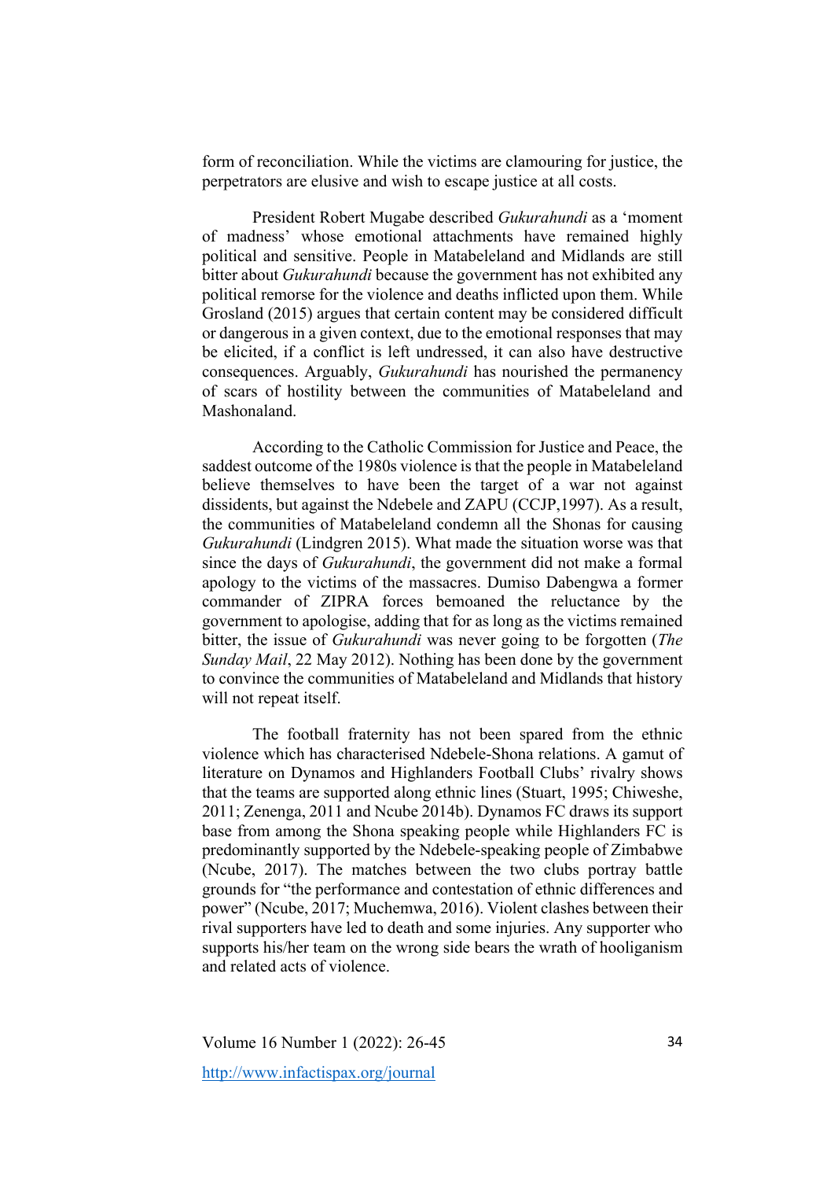form of reconciliation. While the victims are clamouring for justice, the perpetrators are elusive and wish to escape justice at all costs.

President Robert Mugabe described *Gukurahundi* as a 'moment of madness' whose emotional attachments have remained highly political and sensitive. People in Matabeleland and Midlands are still bitter about *Gukurahundi* because the government has not exhibited any political remorse for the violence and deaths inflicted upon them. While Grosland (2015) argues that certain content may be considered difficult or dangerous in a given context, due to the emotional responses that may be elicited, if a conflict is left undressed, it can also have destructive consequences. Arguably, *Gukurahundi* has nourished the permanency of scars of hostility between the communities of Matabeleland and Mashonaland.

According to the Catholic Commission for Justice and Peace, the saddest outcome of the 1980s violence is that the people in Matabeleland believe themselves to have been the target of a war not against dissidents, but against the Ndebele and ZAPU (CCJP,1997). As a result, the communities of Matabeleland condemn all the Shonas for causing *Gukurahundi* (Lindgren 2015). What made the situation worse was that since the days of *Gukurahundi*, the government did not make a formal apology to the victims of the massacres. Dumiso Dabengwa a former commander of ZIPRA forces bemoaned the reluctance by the government to apologise, adding that for as long as the victims remained bitter, the issue of *Gukurahundi* was never going to be forgotten (*The Sunday Mail*, 22 May 2012). Nothing has been done by the government to convince the communities of Matabeleland and Midlands that history will not repeat itself.

The football fraternity has not been spared from the ethnic violence which has characterised Ndebele-Shona relations. A gamut of literature on Dynamos and Highlanders Football Clubs' rivalry shows that the teams are supported along ethnic lines (Stuart, 1995; Chiweshe, 2011; Zenenga, 2011 and Ncube 2014b). Dynamos FC draws its support base from among the Shona speaking people while Highlanders FC is predominantly supported by the Ndebele-speaking people of Zimbabwe (Ncube, 2017). The matches between the two clubs portray battle grounds for "the performance and contestation of ethnic differences and power" (Ncube, 2017; Muchemwa, 2016). Violent clashes between their rival supporters have led to death and some injuries. Any supporter who supports his/her team on the wrong side bears the wrath of hooliganism and related acts of violence.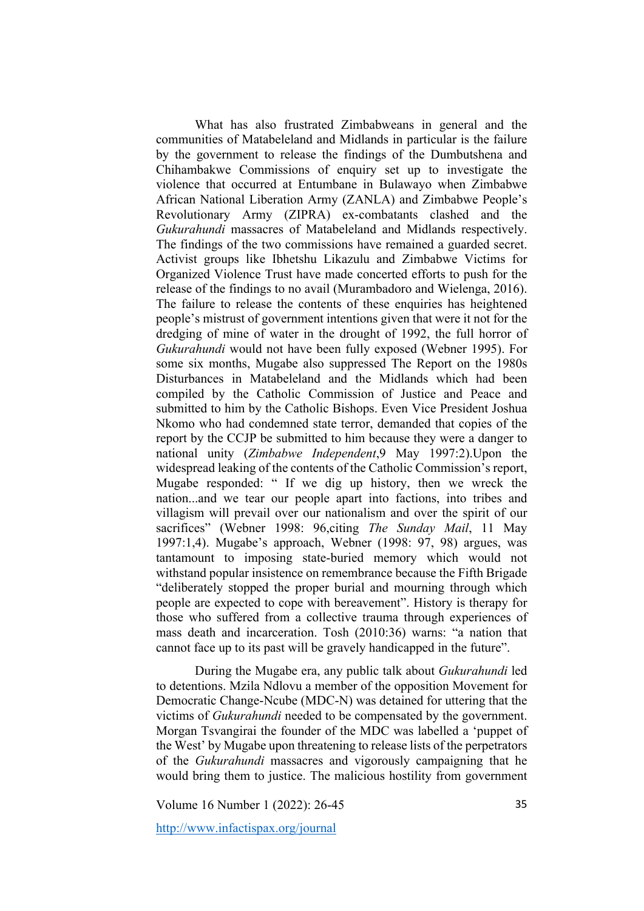What has also frustrated Zimbabweans in general and the communities of Matabeleland and Midlands in particular is the failure by the government to release the findings of the Dumbutshena and Chihambakwe Commissions of enquiry set up to investigate the violence that occurred at Entumbane in Bulawayo when Zimbabwe African National Liberation Army (ZANLA) and Zimbabwe People's Revolutionary Army (ZIPRA) ex-combatants clashed and the *Gukurahundi* massacres of Matabeleland and Midlands respectively. The findings of the two commissions have remained a guarded secret. Activist groups like Ibhetshu Likazulu and Zimbabwe Victims for Organized Violence Trust have made concerted efforts to push for the release of the findings to no avail (Murambadoro and Wielenga, 2016). The failure to release the contents of these enquiries has heightened people's mistrust of government intentions given that were it not for the dredging of mine of water in the drought of 1992, the full horror of *Gukurahundi* would not have been fully exposed (Webner 1995). For some six months, Mugabe also suppressed The Report on the 1980s Disturbances in Matabeleland and the Midlands which had been compiled by the Catholic Commission of Justice and Peace and submitted to him by the Catholic Bishops. Even Vice President Joshua Nkomo who had condemned state terror, demanded that copies of the report by the CCJP be submitted to him because they were a danger to national unity (*Zimbabwe Independent*,9 May 1997:2).Upon the widespread leaking of the contents of the Catholic Commission's report, Mugabe responded: " If we dig up history, then we wreck the nation...and we tear our people apart into factions, into tribes and villagism will prevail over our nationalism and over the spirit of our sacrifices" (Webner 1998: 96,citing *The Sunday Mail*, 11 May 1997:1,4). Mugabe's approach, Webner (1998: 97, 98) argues, was tantamount to imposing state-buried memory which would not withstand popular insistence on remembrance because the Fifth Brigade "deliberately stopped the proper burial and mourning through which people are expected to cope with bereavement". History is therapy for those who suffered from a collective trauma through experiences of mass death and incarceration. Tosh (2010:36) warns: "a nation that cannot face up to its past will be gravely handicapped in the future".

During the Mugabe era, any public talk about *Gukurahundi* led to detentions. Mzila Ndlovu a member of the opposition Movement for Democratic Change-Ncube (MDC-N) was detained for uttering that the victims of *Gukurahundi* needed to be compensated by the government. Morgan Tsvangirai the founder of the MDC was labelled a 'puppet of the West' by Mugabe upon threatening to release lists of the perpetrators of the *Gukurahundi* massacres and vigorously campaigning that he would bring them to justice. The malicious hostility from government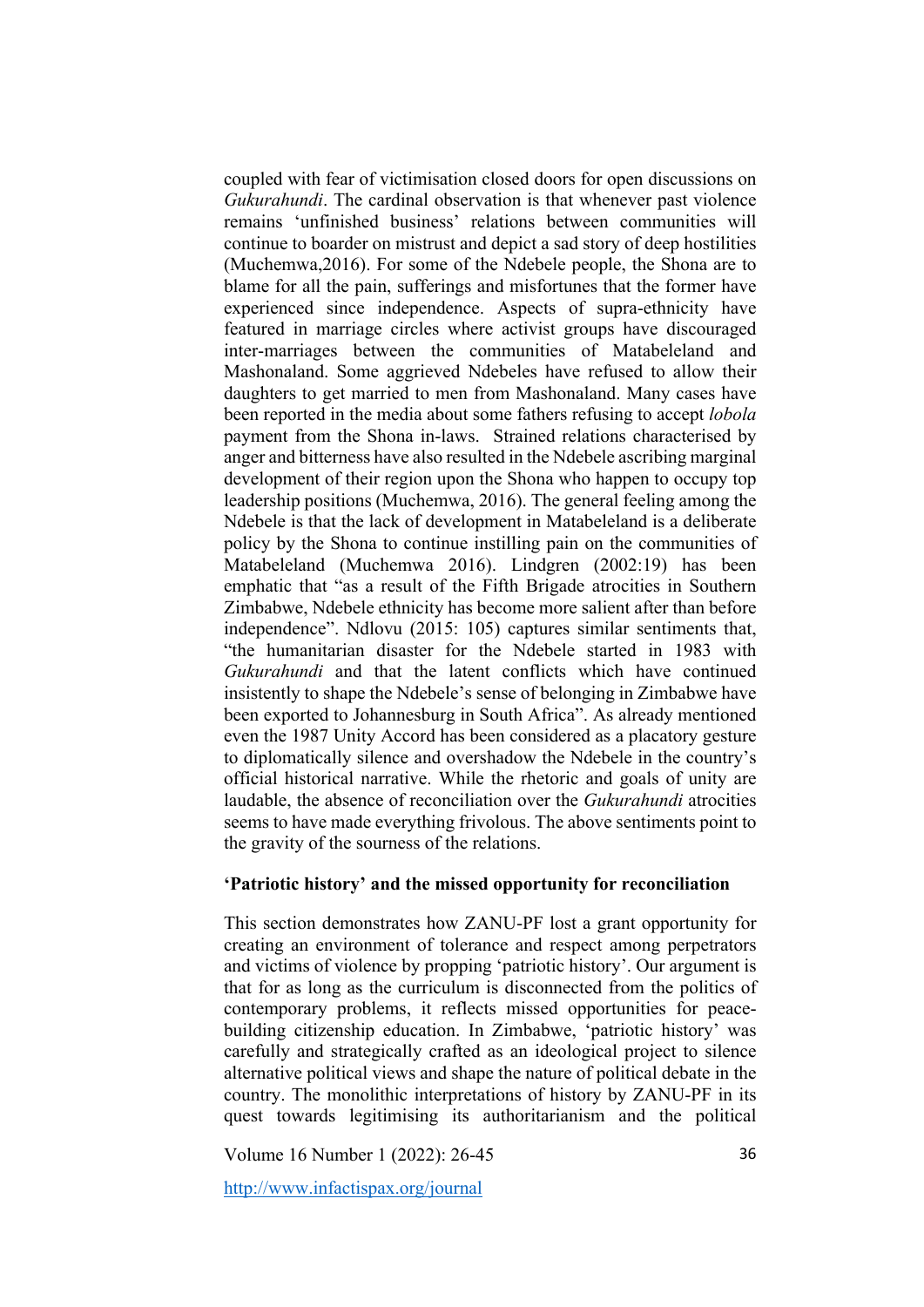coupled with fear of victimisation closed doors for open discussions on *Gukurahundi*. The cardinal observation is that whenever past violence remains 'unfinished business' relations between communities will continue to boarder on mistrust and depict a sad story of deep hostilities (Muchemwa,2016). For some of the Ndebele people, the Shona are to blame for all the pain, sufferings and misfortunes that the former have experienced since independence. Aspects of supra-ethnicity have featured in marriage circles where activist groups have discouraged inter-marriages between the communities of Matabeleland and Mashonaland. Some aggrieved Ndebeles have refused to allow their daughters to get married to men from Mashonaland. Many cases have been reported in the media about some fathers refusing to accept *lobola* payment from the Shona in-laws. Strained relations characterised by anger and bitterness have also resulted in the Ndebele ascribing marginal development of their region upon the Shona who happen to occupy top leadership positions (Muchemwa, 2016). The general feeling among the Ndebele is that the lack of development in Matabeleland is a deliberate policy by the Shona to continue instilling pain on the communities of Matabeleland (Muchemwa 2016). Lindgren (2002:19) has been emphatic that "as a result of the Fifth Brigade atrocities in Southern Zimbabwe, Ndebele ethnicity has become more salient after than before independence". Ndlovu (2015: 105) captures similar sentiments that, "the humanitarian disaster for the Ndebele started in 1983 with *Gukurahundi* and that the latent conflicts which have continued insistently to shape the Ndebele's sense of belonging in Zimbabwe have been exported to Johannesburg in South Africa". As already mentioned even the 1987 Unity Accord has been considered as a placatory gesture to diplomatically silence and overshadow the Ndebele in the country's official historical narrative. While the rhetoric and goals of unity are laudable, the absence of reconciliation over the *Gukurahundi* atrocities seems to have made everything frivolous. The above sentiments point to the gravity of the sourness of the relations.

## 'Patriotic history' and the missed opportunity for reconciliation

This section demonstrates how ZANU-PF lost a grant opportunity for creating an environment of tolerance and respect among perpetrators and victims of violence by propping 'patriotic history'. Our argument is that for as long as the curriculum is disconnected from the politics of contemporary problems, it reflects missed opportunities for peace-building citizenship education. In Zimbabwe, 'patriotic history' was carefully and strategically crafted as an ideological project to silence alternative political views and shape the nature of political debate in the country. The monolithic interpretations of history by ZANU-PF in its quest towards legitimising its authoritarianism and the political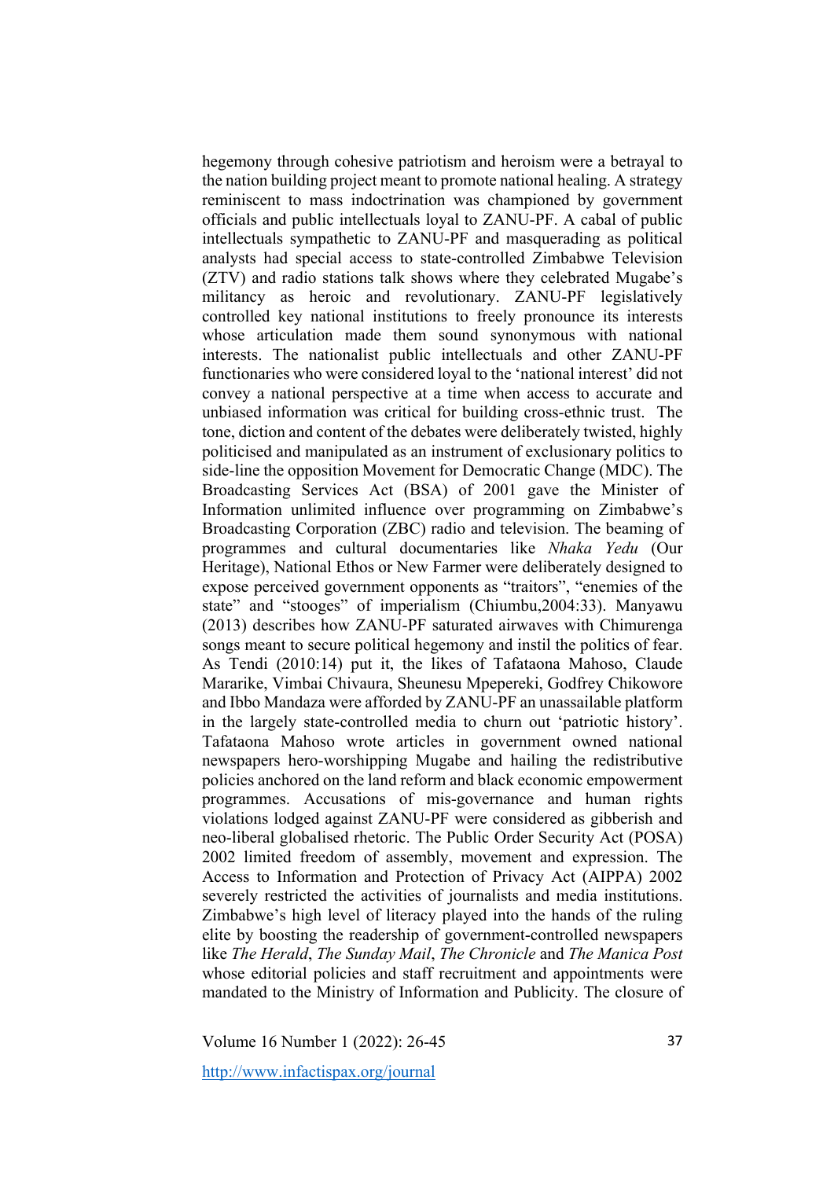hegemony through cohesive patriotism and heroism were a betrayal to the nation building project meant to promote national healing. A strategy reminiscent to mass indoctrination was championed by government officials and public intellectuals loyal to ZANU-PF. A cabal of public intellectuals sympathetic to ZANU-PF and masquerading as political analysts had special access to state-controlled Zimbabwe Television (ZTV) and radio stations talk shows where they celebrated Mugabe's militancy as heroic and revolutionary. ZANU-PF legislatively controlled key national institutions to freely pronounce its interests whose articulation made them sound synonymous with national interests. The nationalist public intellectuals and other ZANU-PF functionaries who were considered loyal to the 'national interest' did not convey a national perspective at a time when access to accurate and unbiased information was critical for building cross-ethnic trust. The tone, diction and content of the debates were deliberately twisted, highly politicised and manipulated as an instrument of exclusionary politics to side-line the opposition Movement for Democratic Change (MDC). The Broadcasting Services Act (BSA) of 2001 gave the Minister of Information unlimited influence over programming on Zimbabwe's Broadcasting Corporation (ZBC) radio and television. The beaming of programmes and cultural documentaries like *Nhaka Yedu* (Our Heritage), National Ethos or New Farmer were deliberately designed to expose perceived government opponents as "traitors", "enemies of the state" and "stooges" of imperialism (Chiumbu,2004:33). Manyawu (2013) describes how ZANU-PF saturated airwaves with Chimurenga songs meant to secure political hegemony and instil the politics of fear. As Tendi (2010:14) put it, the likes of Tafataona Mahoso, Claude Mararike, Vimbai Chivaura, Sheunesu Mpepereki, Godfrey Chikowore and Ibbo Mandaza were afforded by ZANU-PF an unassailable platform in the largely state-controlled media to churn out 'patriotic history'. Tafataona Mahoso wrote articles in government owned national newspapers hero-worshipping Mugabe and hailing the redistributive policies anchored on the land reform and black economic empowerment programmes. Accusations of mis-governance and human rights violations lodged against ZANU-PF were considered as gibberish and neo-liberal globalised rhetoric. The Public Order Security Act (POSA) 2002 limited freedom of assembly, movement and expression. The Access to Information and Protection of Privacy Act (AIPPA) 2002 severely restricted the activities of journalists and media institutions. Zimbabwe's high level of literacy played into the hands of the ruling elite by boosting the readership of government-controlled newspapers like *The Herald*, *The Sunday Mail*, *The Chronicle* and *The Manica Post* whose editorial policies and staff recruitment and appointments were mandated to the Ministry of Information and Publicity. The closure of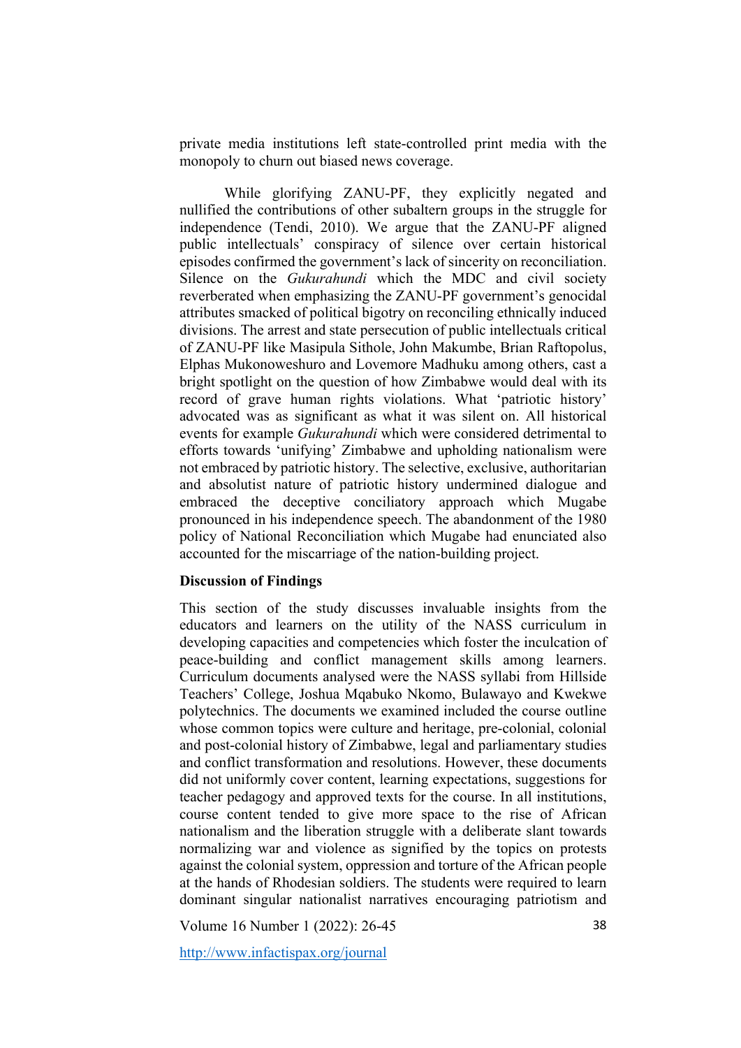private media institutions left state-controlled print media with the monopoly to churn out biased news coverage.

While glorifying ZANU-PF, they explicitly negated and nullified the contributions of other subaltern groups in the struggle for independence (Tendi, 2010). We argue that the ZANU-PF aligned public intellectuals' conspiracy of silence over certain historical episodes confirmed the government's lack of sincerity on reconciliation. Silence on the *Gukurahundi* which the MDC and civil society reverberated when emphasizing the ZANU-PF government's genocidal attributes smacked of political bigotry on reconciling ethnically induced divisions. The arrest and state persecution of public intellectuals critical of ZANU-PF like Masipula Sithole, John Makumbe, Brian Raftopolus, Elphas Mukonoweshuro and Lovemore Madhuku among others, cast a bright spotlight on the question of how Zimbabwe would deal with its record of grave human rights violations. What 'patriotic history' advocated was as significant as what it was silent on. All historical events for example *Gukurahundi* which were considered detrimental to efforts towards 'unifying' Zimbabwe and upholding nationalism were not embraced by patriotic history. The selective, exclusive, authoritarian and absolutist nature of patriotic history undermined dialogue and embraced the deceptive conciliatory approach which Mugabe pronounced in his independence speech. The abandonment of the 1980 policy of National Reconciliation which Mugabe had enunciated also accounted for the miscarriage of the nation-building project.

**Discussion of Findings**

This section of the study discusses invaluable insights from the educators and learners on the utility of the NASS curriculum in developing capacities and competencies which foster the inculcation of peace-building and conflict management skills among learners. Curriculum documents analysed were the NASS syllabi from Hillside Teachers' College, Joshua Mqabuko Nkomo, Bulawayo and Kwekwe polytechnics. The documents we examined included the course outline whose common topics were culture and heritage, pre-colonial, colonial and post-colonial history of Zimbabwe, legal and parliamentary studies and conflict transformation and resolutions. However, these documents did not uniformly cover content, learning expectations, suggestions for teacher pedagogy and approved texts for the course. In all institutions, course content tended to give more space to the rise of African nationalism and the liberation struggle with a deliberate slant towards normalizing war and violence as signified by the topics on protests against the colonial system, oppression and torture of the African people at the hands of Rhodesian soldiers. The students were required to learn dominant singular nationalist narratives encouraging patriotism and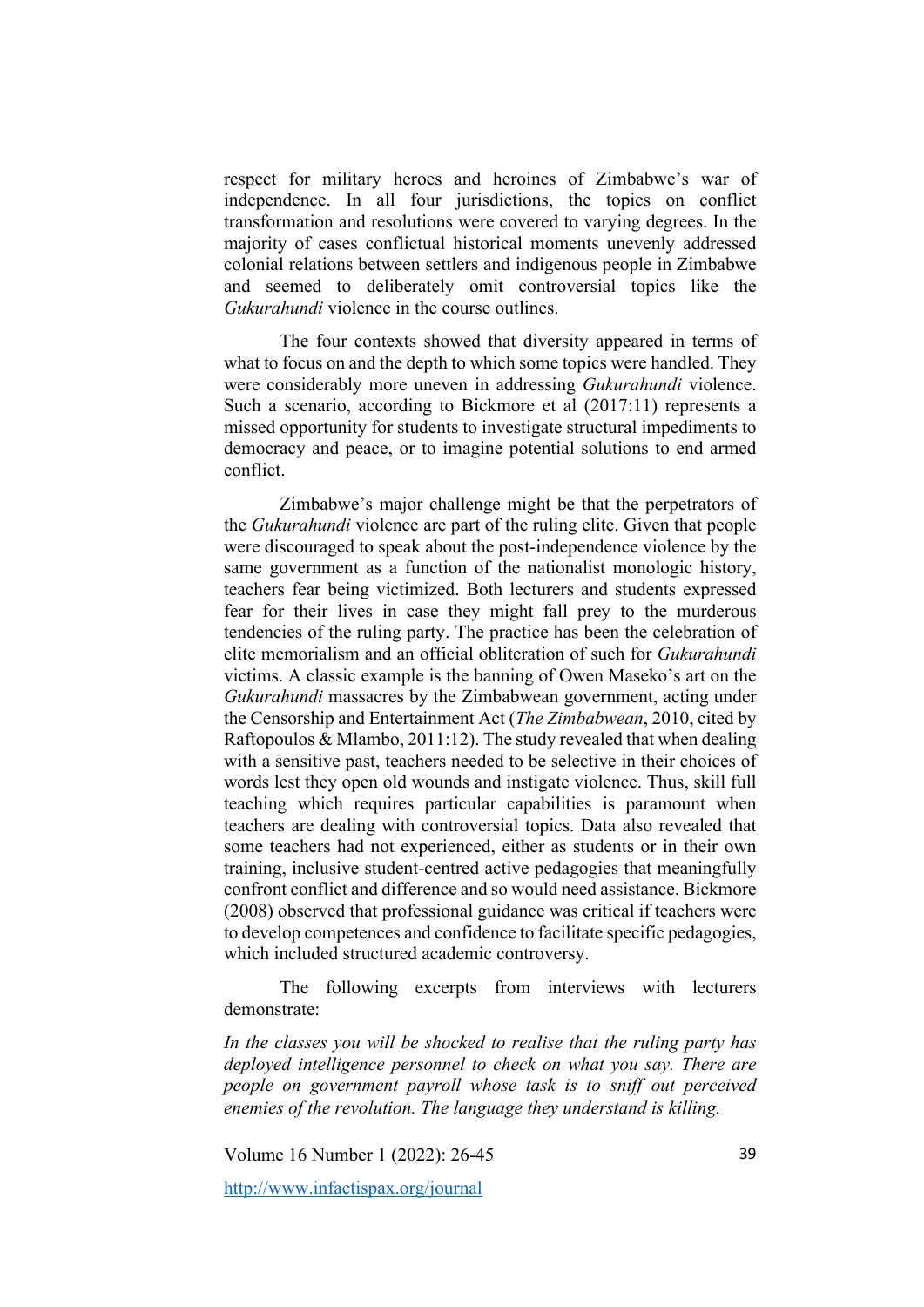respect for military heroes and heroines of Zimbabwe's war of independence. In all four jurisdictions, the topics on conflict transformation and resolutions were covered to varying degrees. In the majority of cases conflictual historical moments unevenly addressed colonial relations between settlers and indigenous people in Zimbabwe and seemed to deliberately omit controversial topics like the *Gukurahundi* violence in the course outlines.

The four contexts showed that diversity appeared in terms of what to focus on and the depth to which some topics were handled. They were considerably more uneven in addressing *Gukurahundi* violence. Such a scenario, according to Bickmore et al (2017:11) represents a missed opportunity for students to investigate structural impediments to democracy and peace, or to imagine potential solutions to end armed conflict.

Zimbabwe's major challenge might be that the perpetrators of the *Gukurahundi* violence are part of the ruling elite. Given that people were discouraged to speak about the post-independence violence by the same government as a function of the nationalist monologic history, teachers fear being victimized. Both lecturers and students expressed fear for their lives in case they might fall prey to the murderous tendencies of the ruling party. The practice has been the celebration of elite memorialism and an official obliteration of such for *Gukurahundi* victims. A classic example is the banning of Owen Maseko's art on the *Gukurahundi* massacres by the Zimbabwean government, acting under the Censorship and Entertainment Act (*The Zimbabwean*, 2010, cited by Raftopoulos & Mlambo, 2011:12). The study revealed that when dealing with a sensitive past, teachers needed to be selective in their choices of words lest they open old wounds and instigate violence. Thus, skill full teaching which requires particular capabilities is paramount when teachers are dealing with controversial topics. Data also revealed that some teachers had not experienced, either as students or in their own training, inclusive student-centred active pedagogies that meaningfully confront conflict and difference and so would need assistance. Bickmore (2008) observed that professional guidance was critical if teachers were to develop competences and confidence to facilitate specific pedagogies, which included structured academic controversy.

The following excerpts from interviews with lecturers demonstrate:

*In the classes you will be shocked to realise that the ruling party has deployed intelligence personnel to check on what you say. There are people on government payroll whose task is to sniff out perceived enemies of the revolution. The language they understand is killing.*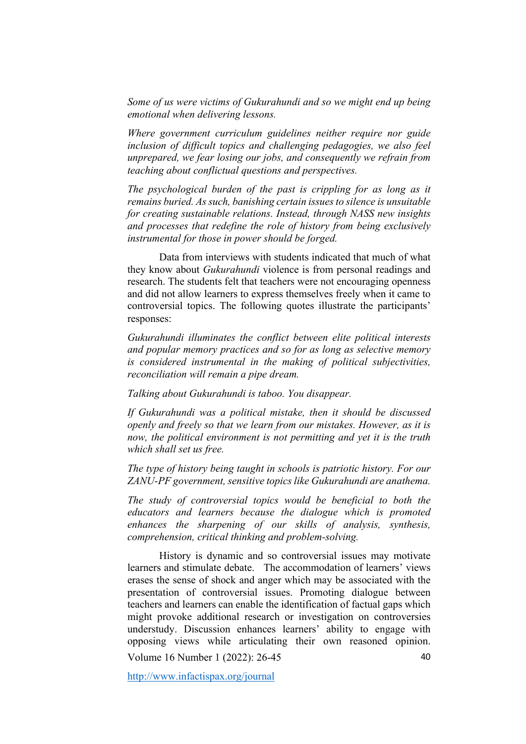*Some of us were victims of Gukurahundi and so we might end up being emotional when delivering lessons.*

*Where government curriculum guidelines neither require nor guide inclusion of difficult topics and challenging pedagogies, we also feel unprepared, we fear losing our jobs, and consequently we refrain from teaching about conflictual questions and perspectives.*

*The psychological burden of the past is crippling for as long as it remains buried. As such, banishing certain issues to silence is unsuitable for creating sustainable relations. Instead, through NASS new insights and processes that redefine the role of history from being exclusively instrumental for those in power should be forged.*

Data from interviews with students indicated that much of what they know about *Gukurahundi* violence is from personal readings and research. The students felt that teachers were not encouraging openness and did not allow learners to express themselves freely when it came to controversial topics. The following quotes illustrate the participants' responses:

*Gukurahundi illuminates the conflict between elite political interests and popular memory practices and so for as long as selective memory is considered instrumental in the making of political subjectivities, reconciliation will remain a pipe dream.*

*Talking about Gukurahundi is taboo. You disappear.*

*If Gukurahundi was a political mistake, then it should be discussed openly and freely so that we learn from our mistakes. However, as it is now, the political environment is not permitting and yet it is the truth which shall set us free.*

*The type of history being taught in schools is patriotic history. For our ZANU-PF government, sensitive topics like Gukurahundi are anathema.*

*The study of controversial topics would be beneficial to both the educators and learners because the dialogue which is promoted enhances the sharpening of our skills of analysis, synthesis, comprehension, critical thinking and problem-solving.*

History is dynamic and so controversial issues may motivate learners and stimulate debate. The accommodation of learners' views erases the sense of shock and anger which may be associated with the presentation of controversial issues. Promoting dialogue between teachers and learners can enable the identification of factual gaps which might provoke additional research or investigation on controversies understudy. Discussion enhances learners' ability to engage with opposing views while articulating their own reasoned opinion.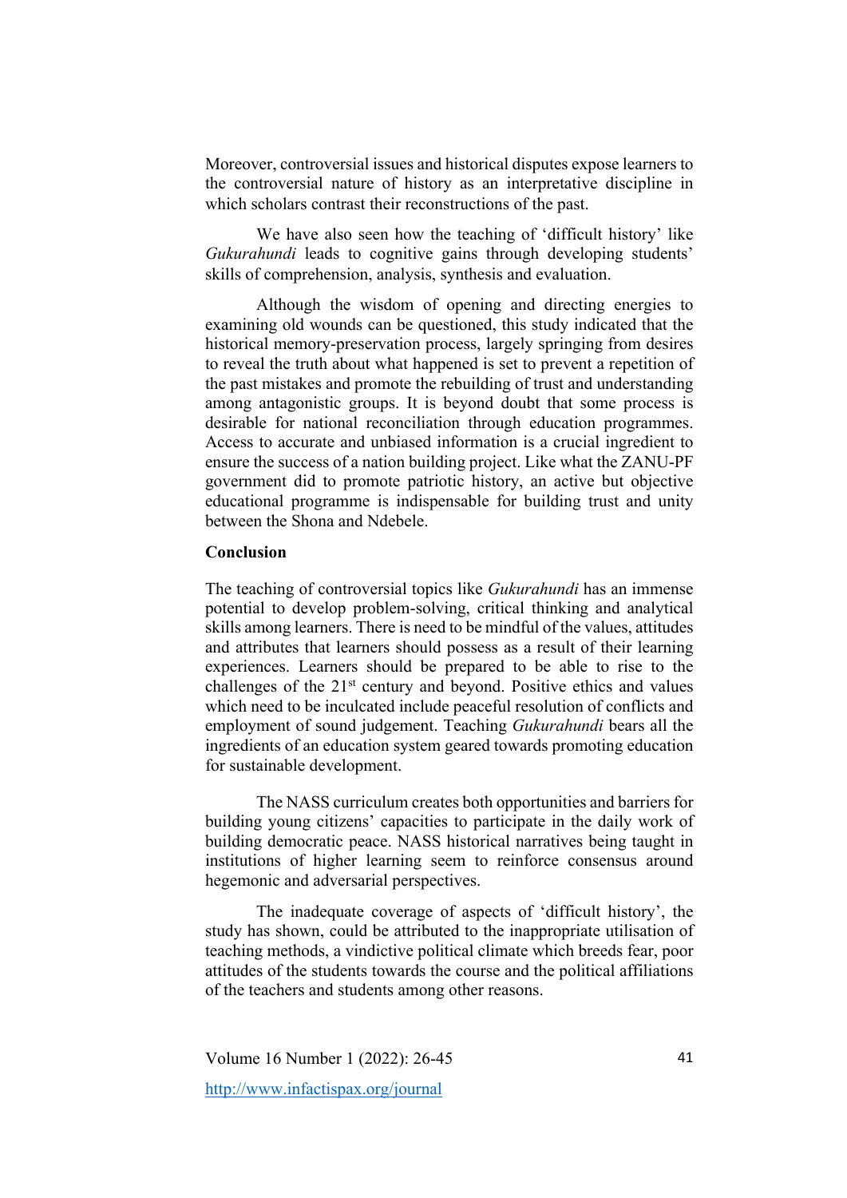Moreover, controversial issues and historical disputes expose learners to the controversial nature of history as an interpretative discipline in which scholars contrast their reconstructions of the past.

We have also seen how the teaching of 'difficult history' like *Gukurahundi* leads to cognitive gains through developing students' skills of comprehension, analysis, synthesis and evaluation.

Although the wisdom of opening and directing energies to examining old wounds can be questioned, this study indicated that the historical memory-preservation process, largely springing from desires to reveal the truth about what happened is set to prevent a repetition of the past mistakes and promote the rebuilding of trust and understanding among antagonistic groups. It is beyond doubt that some process is desirable for national reconciliation through education programmes. Access to accurate and unbiased information is a crucial ingredient to ensure the success of a nation building project. Like what the ZANU-PF government did to promote patriotic history, an active but objective educational programme is indispensable for building trust and unity between the Shona and Ndebele.

**Conclusion**

The teaching of controversial topics like *Gukurahundi* has an immense potential to develop problem-solving, critical thinking and analytical skills among learners. There is need to be mindful of the values, attitudes and attributes that learners should possess as a result of their learning experiences. Learners should be prepared to be able to rise to the challenges of the 21st century and beyond. Positive ethics and values which need to be inculcated include peaceful resolution of conflicts and employment of sound judgement. Teaching *Gukurahundi* bears all the ingredients of an education system geared towards promoting education for sustainable development.

The NASS curriculum creates both opportunities and barriers for building young citizens' capacities to participate in the daily work of building democratic peace. NASS historical narratives being taught in institutions of higher learning seem to reinforce consensus around hegemonic and adversarial perspectives.

The inadequate coverage of aspects of 'difficult history', the study has shown, could be attributed to the inappropriate utilisation of teaching methods, a vindictive political climate which breeds fear, poor attitudes of the students towards the course and the political affiliations of the teachers and students among other reasons.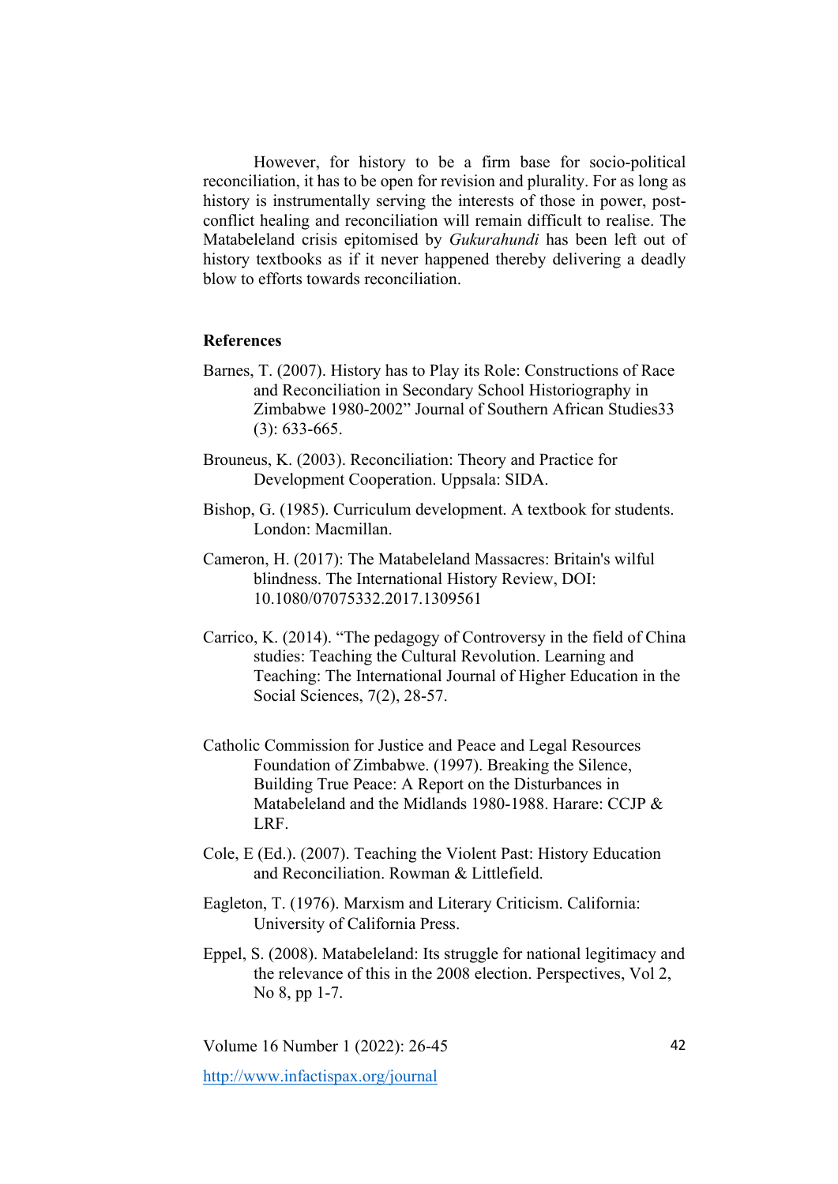However, for history to be a firm base for socio-political reconciliation, it has to be open for revision and plurality. For as long as history is instrumentally serving the interests of those in power, post-conflict healing and reconciliation will remain difficult to realise. The Matabeleland crisis epitomised by *Gukurahundi* has been left out of history textbooks as if it never happened thereby delivering a deadly blow to efforts towards reconciliation.

## References

Barnes, T. (2007). History has to Play its Role: Constructions of Race and Reconciliation in Secondary School Historiography in Zimbabwe 1980-2002" Journal of Southern African Studies33 (3): 633-665.

Brouneus, K. (2003). Reconciliation: Theory and Practice for Development Cooperation. Uppsala: SIDA.

Bishop, G. (1985). Curriculum development. A textbook for students. London: Macmillan.

Cameron, H. (2017): The Matabeleland Massacres: Britain's wilful blindness. The International History Review, DOI: 10.1080/07075332.2017.1309561

Carrico, K. (2014). "The pedagogy of Controversy in the field of China studies: Teaching the Cultural Revolution. Learning and Teaching: The International Journal of Higher Education in the Social Sciences, 7(2), 28-57.

Catholic Commission for Justice and Peace and Legal Resources Foundation of Zimbabwe. (1997). Breaking the Silence, Building True Peace: A Report on the Disturbances in Matabeleland and the Midlands 1980-1988. Harare: CCJP & LRF.

Cole, E (Ed.). (2007). Teaching the Violent Past: History Education and Reconciliation. Rowman & Littlefield.

Eagleton, T. (1976). Marxism and Literary Criticism. California: University of California Press.

Eppel, S. (2008). Matabeleland: Its struggle for national legitimacy and the relevance of this in the 2008 election. Perspectives, Vol 2, No 8, pp 1-7.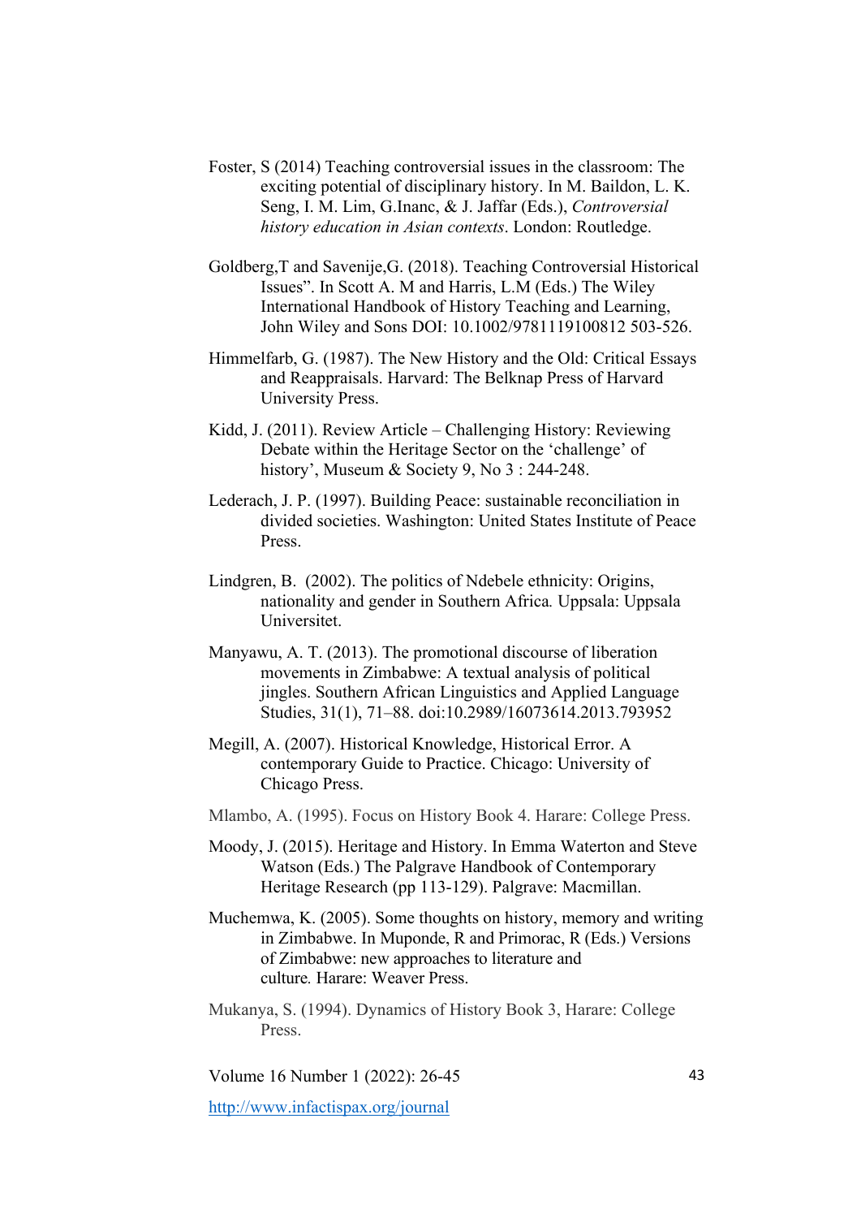Foster, S (2014) Teaching controversial issues in the classroom: The exciting potential of disciplinary history. In M. Baildon, L. K. Seng, I. M. Lim, G.Inanc, & J. Jaffar (Eds.), *Controversial history education in Asian contexts*. London: Routledge.

Goldberg,T and Savenije,G. (2018). Teaching Controversial Historical Issues". In Scott A. M and Harris, L.M (Eds.) The Wiley International Handbook of History Teaching and Learning, John Wiley and Sons DOI: 10.1002/9781119100812 503-526.

Himmelfarb, G. (1987). The New History and the Old: Critical Essays and Reappraisals. Harvard: The Belknap Press of Harvard University Press.

Kidd, J. (2011). Review Article – Challenging History: Reviewing Debate within the Heritage Sector on the 'challenge' of history', Museum & Society 9, No 3 : 244-248.

Lederach, J. P. (1997). Building Peace: sustainable reconciliation in divided societies. Washington: United States Institute of Peace Press.

Lindgren, B. (2002). The politics of Ndebele ethnicity: Origins, nationality and gender in Southern Africa*.* Uppsala: Uppsala Universitet.

Manyawu, A. T. (2013). The promotional discourse of liberation movements in Zimbabwe: A textual analysis of political jingles. Southern African Linguistics and Applied Language Studies, 31(1), 71–88. doi:10.2989/16073614.2013.793952

Megill, A. (2007). Historical Knowledge, Historical Error. A contemporary Guide to Practice. Chicago: University of Chicago Press.

Mlambo, A. (1995). Focus on History Book 4. Harare: College Press.

Moody, J. (2015). Heritage and History. In Emma Waterton and Steve Watson (Eds.) The Palgrave Handbook of Contemporary Heritage Research (pp 113-129). Palgrave: Macmillan.

Muchemwa, K. (2005). Some thoughts on history, memory and writing in Zimbabwe. In Muponde, R and Primorac, R (Eds.) Versions of Zimbabwe: new approaches to literature and culture*.* Harare: Weaver Press.

Mukanya, S. (1994). Dynamics of History Book 3, Harare: College Press.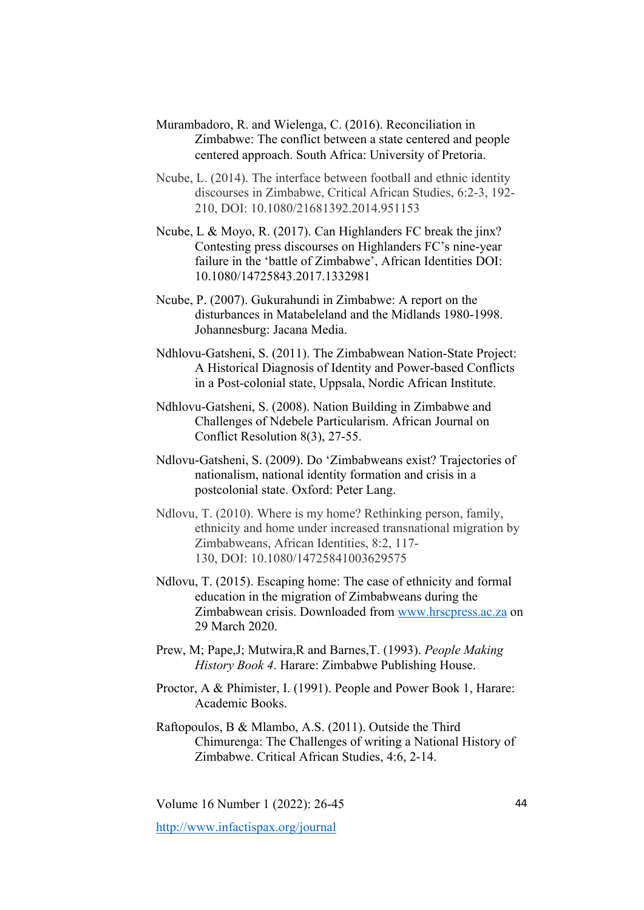Murambadoro, R. and Wielenga, C. (2016). Reconciliation in Zimbabwe: The conflict between a state centered and people centered approach. South Africa: University of Pretoria.

Ncube, L. (2014). The interface between football and ethnic identity discourses in Zimbabwe, Critical African Studies, 6:2-3, 192-210, DOI: 10.1080/21681392.2014.951153

Ncube, L & Moyo, R. (2017). Can Highlanders FC break the jinx? Contesting press discourses on Highlanders FC's nine-year failure in the 'battle of Zimbabwe', African Identities DOI: 10.1080/14725843.2017.1332981

Ncube, P. (2007). Gukurahundi in Zimbabwe: A report on the disturbances in Matabeleland and the Midlands 1980-1998. Johannesburg: Jacana Media.

Ndhlovu-Gatsheni, S. (2011). The Zimbabwean Nation-State Project: A Historical Diagnosis of Identity and Power-based Conflicts in a Post-colonial state, Uppsala, Nordic African Institute.

Ndhlovu-Gatsheni, S. (2008). Nation Building in Zimbabwe and Challenges of Ndebele Particularism. African Journal on Conflict Resolution 8(3), 27-55.

Ndlovu-Gatsheni, S. (2009). Do 'Zimbabweans exist? Trajectories of nationalism, national identity formation and crisis in a postcolonial state. Oxford: Peter Lang.

Ndlovu, T. (2010). Where is my home? Rethinking person, family, ethnicity and home under increased transnational migration by Zimbabweans, African Identities, 8:2, 117-130, DOI: 10.1080/14725841003629575

Ndlovu, T. (2015). Escaping home: The case of ethnicity and formal education in the migration of Zimbabweans during the Zimbabwean crisis. Downloaded from www.hrscpress.ac.za on 29 March 2020.

Prew, M; Pape,J; Mutwira,R and Barnes,T. (1993). *People Making History Book 4*. Harare: Zimbabwe Publishing House.

Proctor, A & Phimister, I. (1991). People and Power Book 1, Harare: Academic Books.

Raftopoulos, B & Mlambo, A.S. (2011). Outside the Third Chimurenga: The Challenges of writing a National History of Zimbabwe. Critical African Studies, 4:6, 2-14.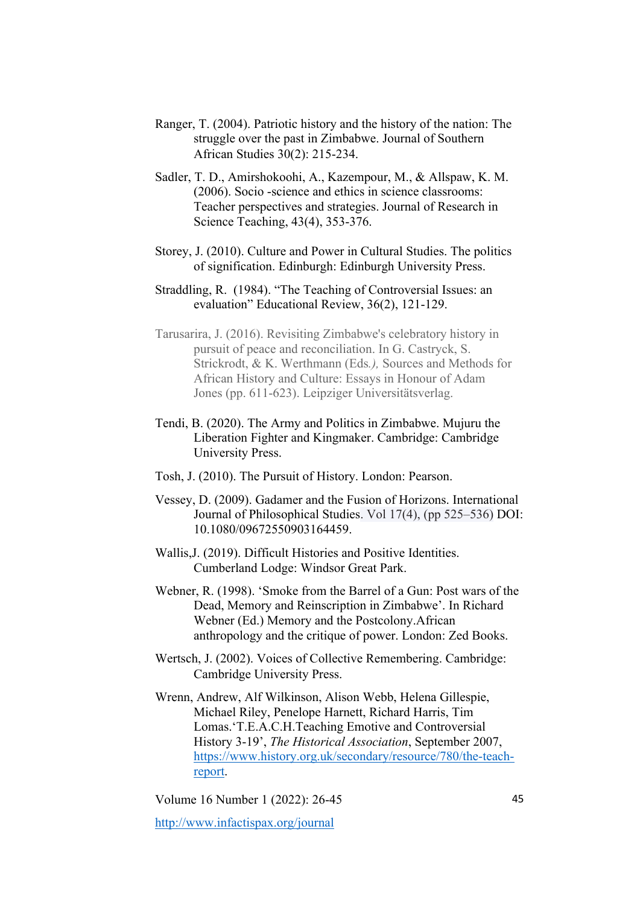Ranger, T. (2004). Patriotic history and the history of the nation: The struggle over the past in Zimbabwe. Journal of Southern African Studies 30(2): 215-234.

Sadler, T. D., Amirshokoohi, A., Kazempour, M., & Allspaw, K. M. (2006). Socio -science and ethics in science classrooms: Teacher perspectives and strategies. Journal of Research in Science Teaching, 43(4), 353-376.

Storey, J. (2010). Culture and Power in Cultural Studies. The politics of signification. Edinburgh: Edinburgh University Press.

Straddling, R. (1984). "The Teaching of Controversial Issues: an evaluation" Educational Review, 36(2), 121-129.

Tarusarira, J. (2016). Revisiting Zimbabwe's celebratory history in pursuit of peace and reconciliation. In G. Castryck, S. Strickrodt, & K. Werthmann (Eds*.),* Sources and Methods for African History and Culture: Essays in Honour of Adam Jones (pp. 611-623). Leipziger Universitätsverlag.

Tendi, B. (2020). The Army and Politics in Zimbabwe. Mujuru the Liberation Fighter and Kingmaker. Cambridge: Cambridge University Press.

Tosh, J. (2010). The Pursuit of History. London: Pearson.

Vessey, D. (2009). Gadamer and the Fusion of Horizons. International Journal of Philosophical Studies. Vol 17(4), (pp 525–536) DOI: 10.1080/09672550903164459.

Wallis,J. (2019). Difficult Histories and Positive Identities. Cumberland Lodge: Windsor Great Park.

Webner, R. (1998). 'Smoke from the Barrel of a Gun: Post wars of the Dead, Memory and Reinscription in Zimbabwe'. In Richard Webner (Ed.) Memory and the Postcolony.African anthropology and the critique of power. London: Zed Books.

Wertsch, J. (2002). Voices of Collective Remembering. Cambridge: Cambridge University Press.

Wrenn, Andrew, Alf Wilkinson, Alison Webb, Helena Gillespie, Michael Riley, Penelope Harnett, Richard Harris, Tim Lomas.'T.E.A.C.H.Teaching Emotive and Controversial History 3-19', *The Historical Association*, September 2007, [https://www.history.org.uk/secondary/resource/780/the-teach-report](https://www.history.org.uk/secondary/resource/780/the-teach-report).